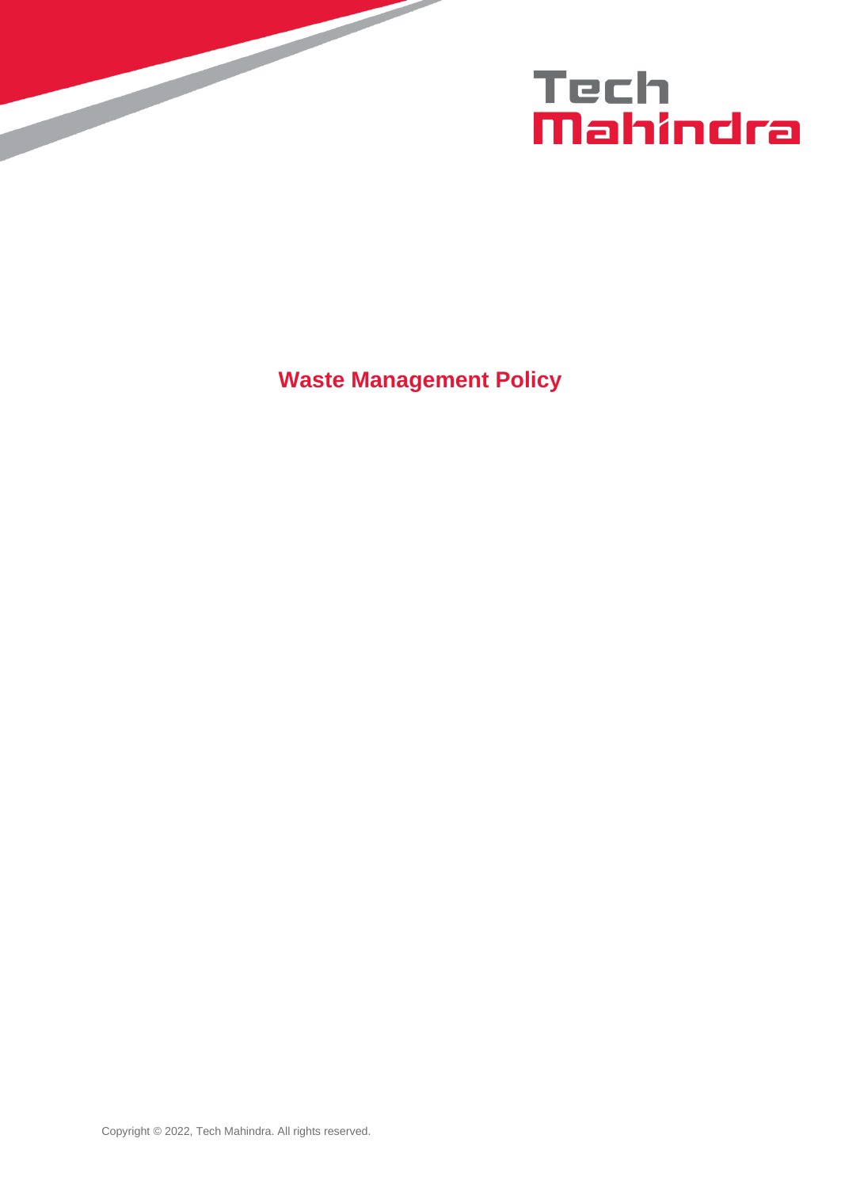# Waste Management Policy

Copyright © 2022, Tech Mahindra. All rights reserved.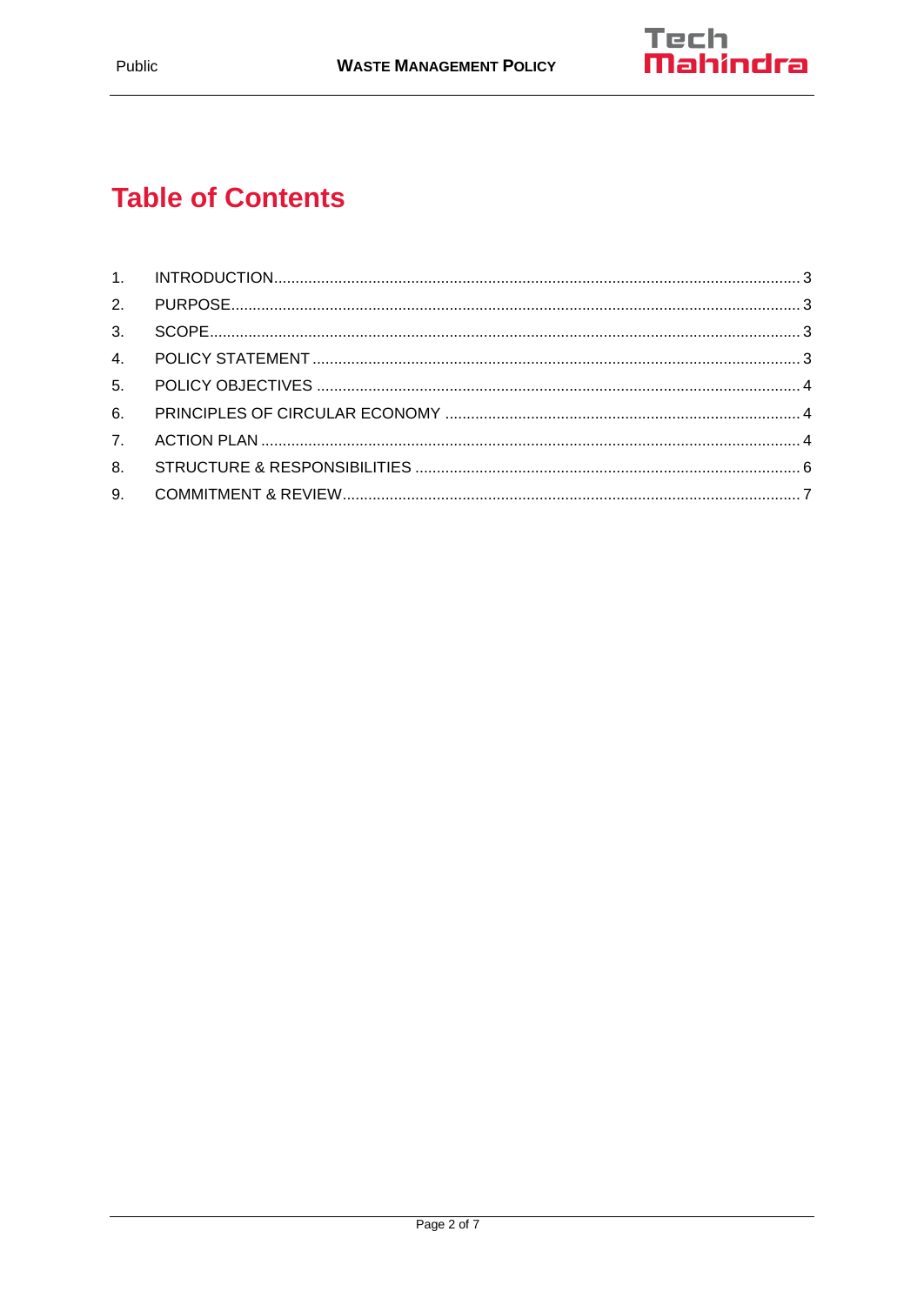# Table of Contents

1. INTRODUCTION ..... 3
2. PURPOSE ..... 3
3. SCOPE ..... 3
4. POLICY STATEMENT ..... 3
5. POLICY OBJECTIVES ..... 4
6. PRINCIPLES OF CIRCULAR ECONOMY ..... 4
7. ACTION PLAN ..... 4
8. STRUCTURE & RESPONSIBILITIES ..... 6
9. COMMITMENT & REVIEW ..... 7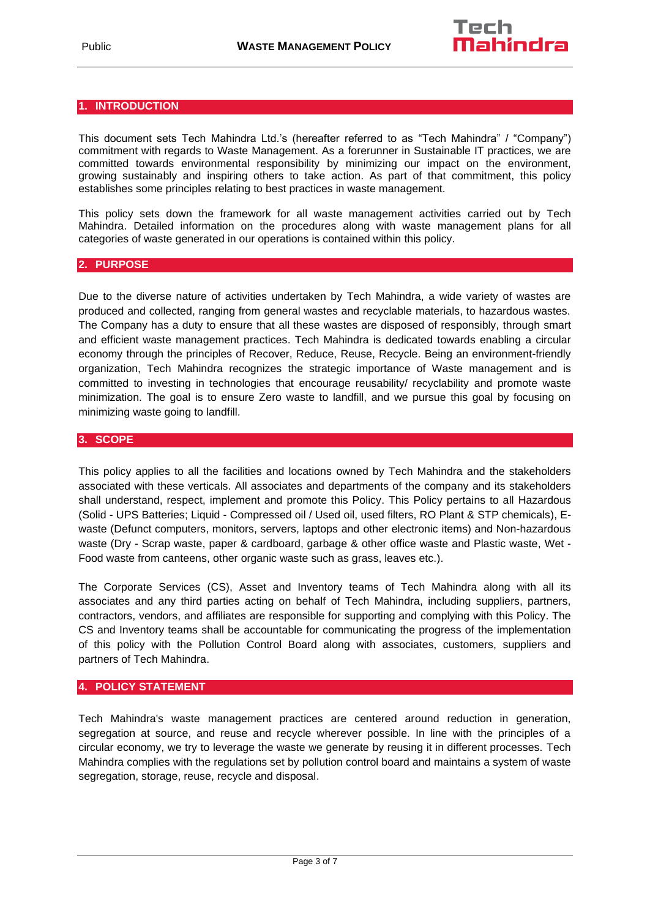## 1. INTRODUCTION

This document sets Tech Mahindra Ltd.'s (hereafter referred to as "Tech Mahindra" / "Company") commitment with regards to Waste Management. As a forerunner in Sustainable IT practices, we are committed towards environmental responsibility by minimizing our impact on the environment, growing sustainably and inspiring others to take action. As part of that commitment, this policy establishes some principles relating to best practices in waste management.

This policy sets down the framework for all waste management activities carried out by Tech Mahindra. Detailed information on the procedures along with waste management plans for all categories of waste generated in our operations is contained within this policy.

## 2. PURPOSE

Due to the diverse nature of activities undertaken by Tech Mahindra, a wide variety of wastes are produced and collected, ranging from general wastes and recyclable materials, to hazardous wastes. The Company has a duty to ensure that all these wastes are disposed of responsibly, through smart and efficient waste management practices. Tech Mahindra is dedicated towards enabling a circular economy through the principles of Recover, Reduce, Reuse, Recycle. Being an environment-friendly organization, Tech Mahindra recognizes the strategic importance of Waste management and is committed to investing in technologies that encourage reusability/ recyclability and promote waste minimization. The goal is to ensure Zero waste to landfill, and we pursue this goal by focusing on minimizing waste going to landfill.

## 3. SCOPE

This policy applies to all the facilities and locations owned by Tech Mahindra and the stakeholders associated with these verticals. All associates and departments of the company and its stakeholders shall understand, respect, implement and promote this Policy. This Policy pertains to all Hazardous (Solid - UPS Batteries; Liquid - Compressed oil / Used oil, used filters, RO Plant & STP chemicals), E-waste (Defunct computers, monitors, servers, laptops and other electronic items) and Non-hazardous waste (Dry - Scrap waste, paper & cardboard, garbage & other office waste and Plastic waste, Wet - Food waste from canteens, other organic waste such as grass, leaves etc.).

The Corporate Services (CS), Asset and Inventory teams of Tech Mahindra along with all its associates and any third parties acting on behalf of Tech Mahindra, including suppliers, partners, contractors, vendors, and affiliates are responsible for supporting and complying with this Policy. The CS and Inventory teams shall be accountable for communicating the progress of the implementation of this policy with the Pollution Control Board along with associates, customers, suppliers and partners of Tech Mahindra.

## 4. POLICY STATEMENT

Tech Mahindra's waste management practices are centered around reduction in generation, segregation at source, and reuse and recycle wherever possible. In line with the principles of a circular economy, we try to leverage the waste we generate by reusing it in different processes. Tech Mahindra complies with the regulations set by pollution control board and maintains a system of waste segregation, storage, reuse, recycle and disposal.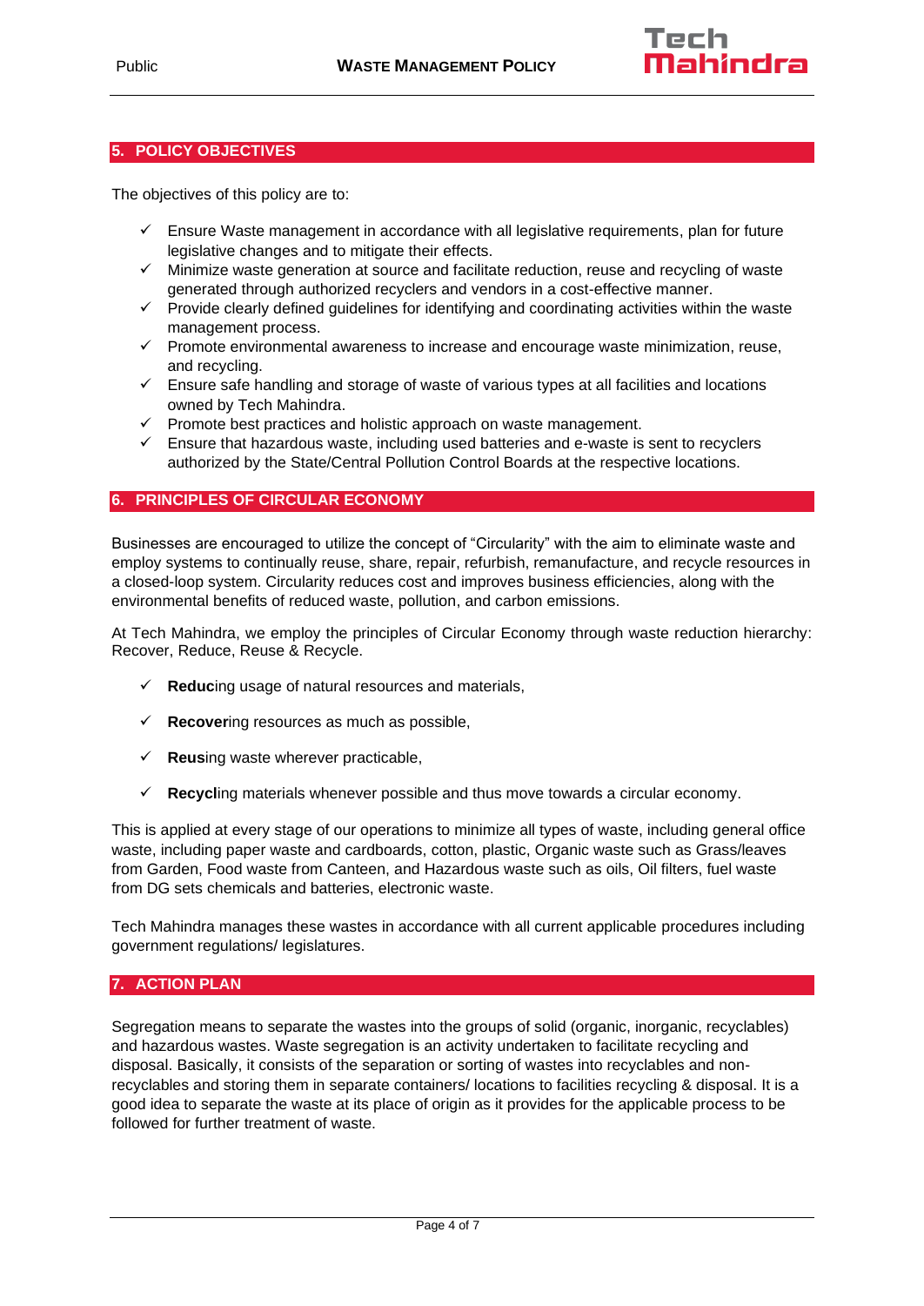## 5. POLICY OBJECTIVES

The objectives of this policy are to:

- ✓ Ensure Waste management in accordance with all legislative requirements, plan for future legislative changes and to mitigate their effects.
- ✓ Minimize waste generation at source and facilitate reduction, reuse and recycling of waste generated through authorized recyclers and vendors in a cost-effective manner.
- ✓ Provide clearly defined guidelines for identifying and coordinating activities within the waste management process.
- ✓ Promote environmental awareness to increase and encourage waste minimization, reuse, and recycling.
- ✓ Ensure safe handling and storage of waste of various types at all facilities and locations owned by Tech Mahindra.
- ✓ Promote best practices and holistic approach on waste management.
- ✓ Ensure that hazardous waste, including used batteries and e-waste is sent to recyclers authorized by the State/Central Pollution Control Boards at the respective locations.

## 6. PRINCIPLES OF CIRCULAR ECONOMY

Businesses are encouraged to utilize the concept of "Circularity" with the aim to eliminate waste and employ systems to continually reuse, share, repair, refurbish, remanufacture, and recycle resources in a closed-loop system. Circularity reduces cost and improves business efficiencies, along with the environmental benefits of reduced waste, pollution, and carbon emissions.

At Tech Mahindra, we employ the principles of Circular Economy through waste reduction hierarchy: Recover, Reduce, Reuse & Recycle.

- ✓ **Reduc**ing usage of natural resources and materials,
- ✓ **Recover**ing resources as much as possible,
- ✓ **Reus**ing waste wherever practicable,
- ✓ **Recycl**ing materials whenever possible and thus move towards a circular economy.

This is applied at every stage of our operations to minimize all types of waste, including general office waste, including paper waste and cardboards, cotton, plastic, Organic waste such as Grass/leaves from Garden, Food waste from Canteen, and Hazardous waste such as oils, Oil filters, fuel waste from DG sets chemicals and batteries, electronic waste.

Tech Mahindra manages these wastes in accordance with all current applicable procedures including government regulations/ legislatures.

## 7. ACTION PLAN

Segregation means to separate the wastes into the groups of solid (organic, inorganic, recyclables) and hazardous wastes. Waste segregation is an activity undertaken to facilitate recycling and disposal. Basically, it consists of the separation or sorting of wastes into recyclables and non-recyclables and storing them in separate containers/ locations to facilities recycling & disposal. It is a good idea to separate the waste at its place of origin as it provides for the applicable process to be followed for further treatment of waste.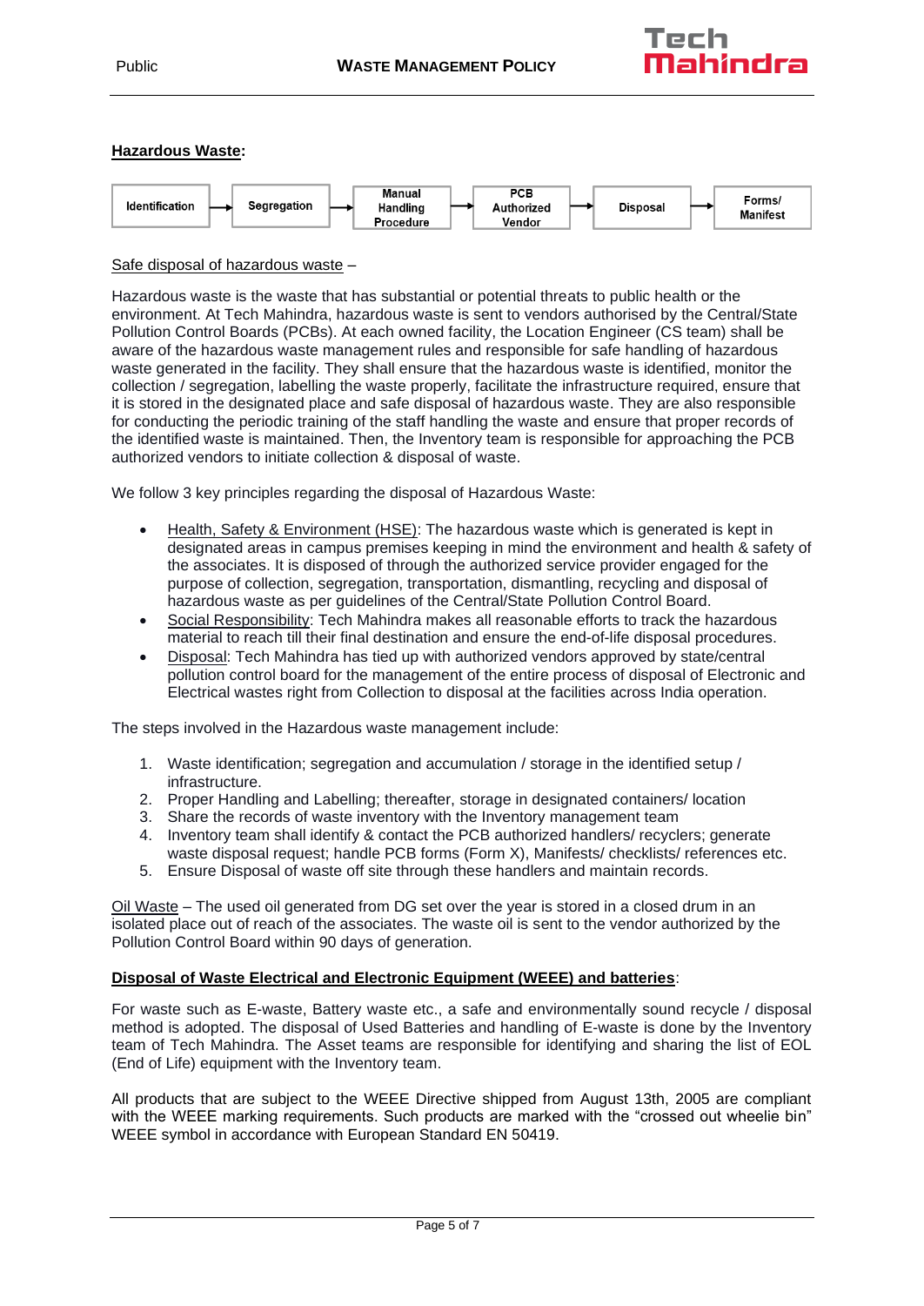**Hazardous Waste:**

Identification → Segregation → Manual Handling Procedure → PCB Authorized Vendor → Disposal → Forms/ Manifest

Safe disposal of hazardous waste –

Hazardous waste is the waste that has substantial or potential threats to public health or the environment. At Tech Mahindra, hazardous waste is sent to vendors authorised by the Central/State Pollution Control Boards (PCBs). At each owned facility, the Location Engineer (CS team) shall be aware of the hazardous waste management rules and responsible for safe handling of hazardous waste generated in the facility. They shall ensure that the hazardous waste is identified, monitor the collection / segregation, labelling the waste properly, facilitate the infrastructure required, ensure that it is stored in the designated place and safe disposal of hazardous waste. They are also responsible for conducting the periodic training of the staff handling the waste and ensure that proper records of the identified waste is maintained. Then, the Inventory team is responsible for approaching the PCB authorized vendors to initiate collection & disposal of waste.

We follow 3 key principles regarding the disposal of Hazardous Waste:

- Health, Safety & Environment (HSE): The hazardous waste which is generated is kept in designated areas in campus premises keeping in mind the environment and health & safety of the associates. It is disposed of through the authorized service provider engaged for the purpose of collection, segregation, transportation, dismantling, recycling and disposal of hazardous waste as per guidelines of the Central/State Pollution Control Board.
- Social Responsibility: Tech Mahindra makes all reasonable efforts to track the hazardous material to reach till their final destination and ensure the end-of-life disposal procedures.
- Disposal: Tech Mahindra has tied up with authorized vendors approved by state/central pollution control board for the management of the entire process of disposal of Electronic and Electrical wastes right from Collection to disposal at the facilities across India operation.

The steps involved in the Hazardous waste management include:

1. Waste identification; segregation and accumulation / storage in the identified setup / infrastructure.
2. Proper Handling and Labelling; thereafter, storage in designated containers/ location
3. Share the records of waste inventory with the Inventory management team
4. Inventory team shall identify & contact the PCB authorized handlers/ recyclers; generate waste disposal request; handle PCB forms (Form X), Manifests/ checklists/ references etc.
5. Ensure Disposal of waste off site through these handlers and maintain records.

Oil Waste – The used oil generated from DG set over the year is stored in a closed drum in an isolated place out of reach of the associates. The waste oil is sent to the vendor authorized by the Pollution Control Board within 90 days of generation.

**Disposal of Waste Electrical and Electronic Equipment (WEEE) and batteries**:

For waste such as E-waste, Battery waste etc., a safe and environmentally sound recycle / disposal method is adopted. The disposal of Used Batteries and handling of E-waste is done by the Inventory team of Tech Mahindra. The Asset teams are responsible for identifying and sharing the list of EOL (End of Life) equipment with the Inventory team.

All products that are subject to the WEEE Directive shipped from August 13th, 2005 are compliant with the WEEE marking requirements. Such products are marked with the "crossed out wheelie bin" WEEE symbol in accordance with European Standard EN 50419.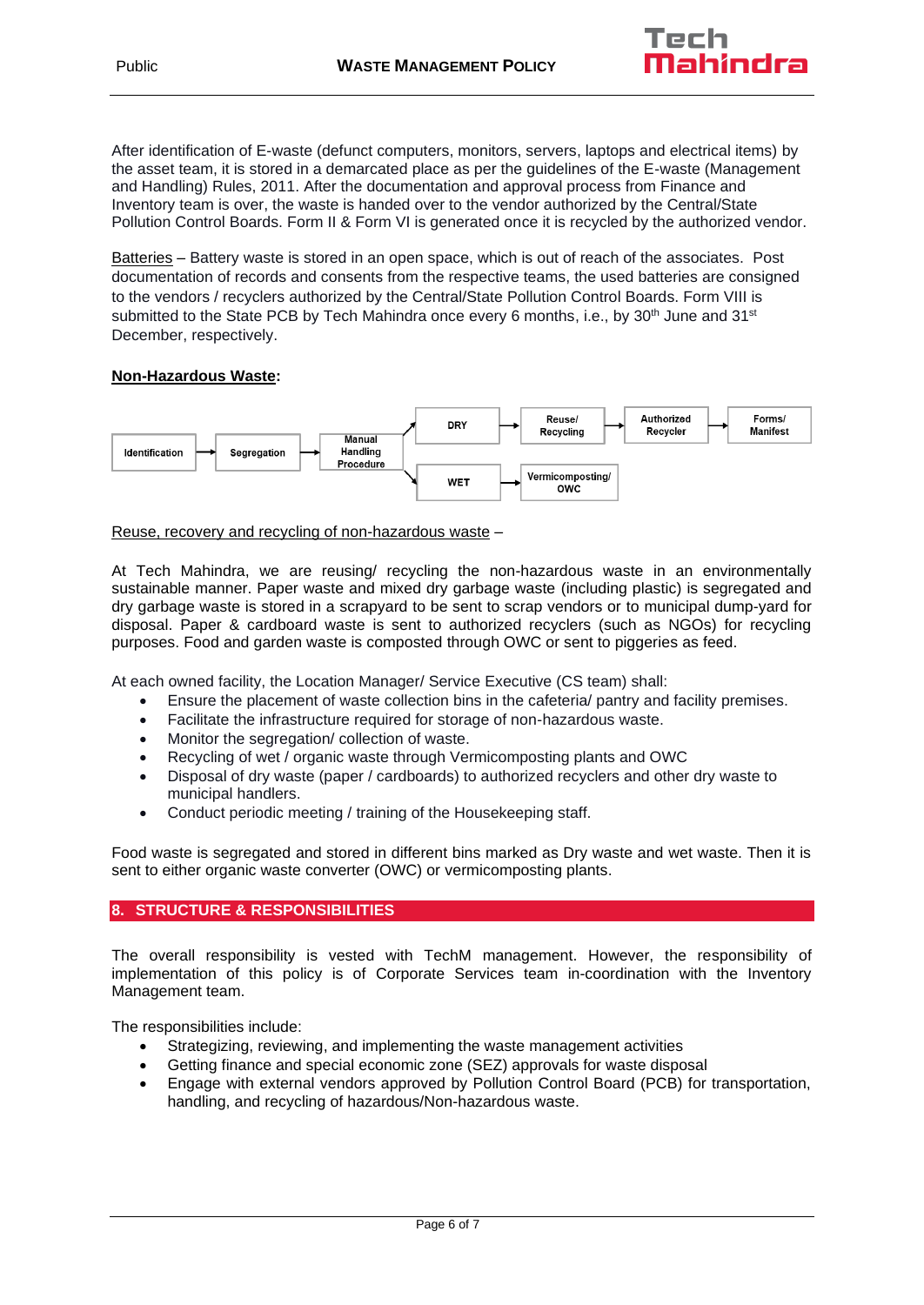After identification of E-waste (defunct computers, monitors, servers, laptops and electrical items) by the asset team, it is stored in a demarcated place as per the guidelines of the E-waste (Management and Handling) Rules, 2011. After the documentation and approval process from Finance and Inventory team is over, the waste is handed over to the vendor authorized by the Central/State Pollution Control Boards. Form II & Form VI is generated once it is recycled by the authorized vendor.

Batteries – Battery waste is stored in an open space, which is out of reach of the associates. Post documentation of records and consents from the respective teams, the used batteries are consigned to the vendors / recyclers authorized by the Central/State Pollution Control Boards. Form VIII is submitted to the State PCB by Tech Mahindra once every 6 months, i.e., by 30th June and 31st December, respectively.

**Non-Hazardous Waste:**

Identification → Segregation → Manual Handling Procedure → DRY → Reuse/ Recycling → Authorized Recycler → Forms/ Manifest

Manual Handling Procedure → WET → Vermicomposting/ OWC

Reuse, recovery and recycling of non-hazardous waste –

At Tech Mahindra, we are reusing/ recycling the non-hazardous waste in an environmentally sustainable manner. Paper waste and mixed dry garbage waste (including plastic) is segregated and dry garbage waste is stored in a scrapyard to be sent to scrap vendors or to municipal dump-yard for disposal. Paper & cardboard waste is sent to authorized recyclers (such as NGOs) for recycling purposes. Food and garden waste is composted through OWC or sent to piggeries as feed.

At each owned facility, the Location Manager/ Service Executive (CS team) shall:

- Ensure the placement of waste collection bins in the cafeteria/ pantry and facility premises.
- Facilitate the infrastructure required for storage of non-hazardous waste.
- Monitor the segregation/ collection of waste.
- Recycling of wet / organic waste through Vermicomposting plants and OWC
- Disposal of dry waste (paper / cardboards) to authorized recyclers and other dry waste to municipal handlers.
- Conduct periodic meeting / training of the Housekeeping staff.

Food waste is segregated and stored in different bins marked as Dry waste and wet waste. Then it is sent to either organic waste converter (OWC) or vermicomposting plants.

## 8. STRUCTURE & RESPONSIBILITIES

The overall responsibility is vested with TechM management. However, the responsibility of implementation of this policy is of Corporate Services team in-coordination with the Inventory Management team.

The responsibilities include:

- Strategizing, reviewing, and implementing the waste management activities
- Getting finance and special economic zone (SEZ) approvals for waste disposal
- Engage with external vendors approved by Pollution Control Board (PCB) for transportation, handling, and recycling of hazardous/Non-hazardous waste.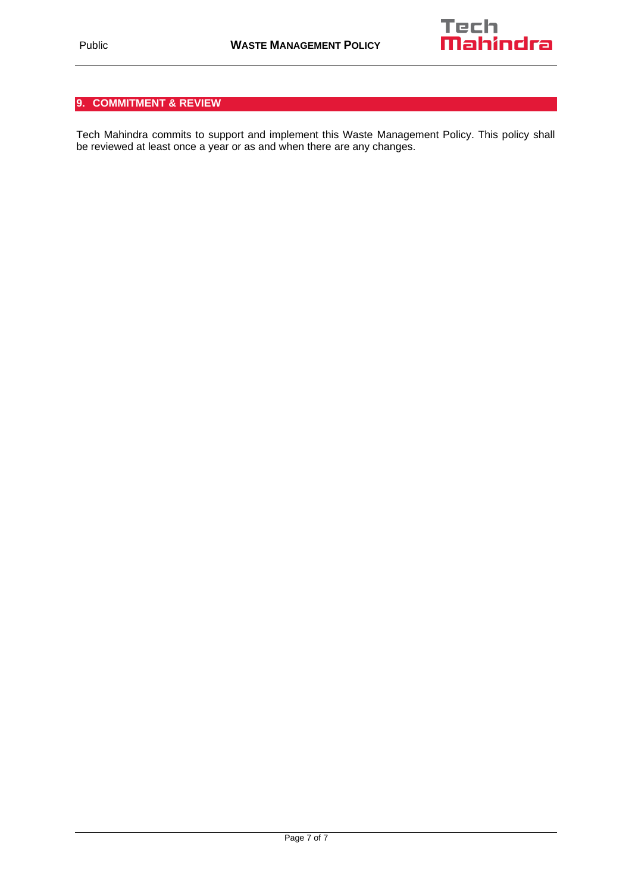## 9. COMMITMENT & REVIEW

Tech Mahindra commits to support and implement this Waste Management Policy. This policy shall be reviewed at least once a year or as and when there are any changes.